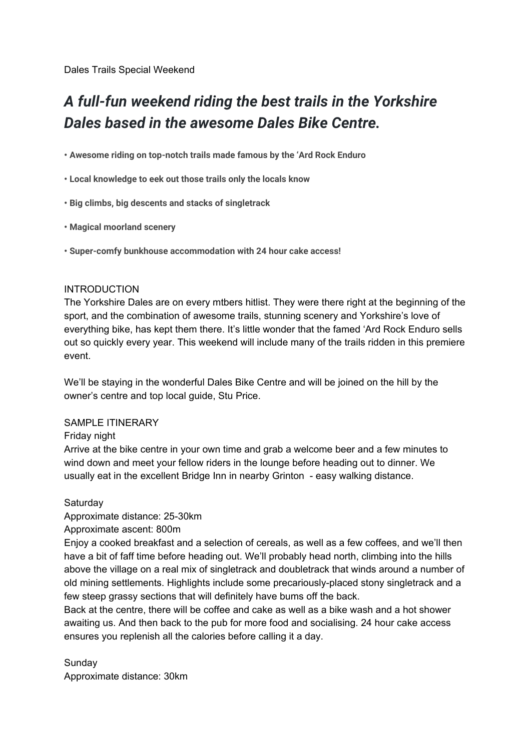Dales Trails Special Weekend

# *A full-fun weekend riding the best trails in the Yorkshire Dales based in the awesome Dales Bike Centre.*

- **Awesome riding on top-notch trails made famous by the 'Ard Rock Enduro**
- **Local knowledge to eek out those trails only the locals know**
- **Big climbs, big descents and stacks of singletrack**
- **Magical moorland scenery**
- **Super-comfy bunkhouse accommodation with 24 hour cake access!**

## INTRODUCTION

The Yorkshire Dales are on every mtbers hitlist. They were there right at the beginning of the sport, and the combination of awesome trails, stunning scenery and Yorkshire's love of everything bike, has kept them there. It's little wonder that the famed 'Ard Rock Enduro sells out so quickly every year. This weekend will include many of the trails ridden in this premiere event.

We'll be staying in the wonderful Dales Bike Centre and will be joined on the hill by the owner's centre and top local guide, Stu Price.

## SAMPLE ITINERARY

### Friday night

Arrive at the bike centre in your own time and grab a welcome beer and a few minutes to wind down and meet your fellow riders in the lounge before heading out to dinner. We usually eat in the excellent Bridge Inn in nearby Grinton - easy walking distance.

### Saturday

Approximate distance: 25-30km
Approximate ascent: 800m

Enjoy a cooked breakfast and a selection of cereals, as well as a few coffees, and we'll then have a bit of faff time before heading out. We'll probably head north, climbing into the hills above the village on a real mix of singletrack and doubletrack that winds around a number of old mining settlements. Highlights include some precariously-placed stony singletrack and a few steep grassy sections that will definitely have bums off the back.

Back at the centre, there will be coffee and cake as well as a bike wash and a hot shower awaiting us. And then back to the pub for more food and socialising. 24 hour cake access ensures you replenish all the calories before calling it a day.

### Sunday

Approximate distance: 30km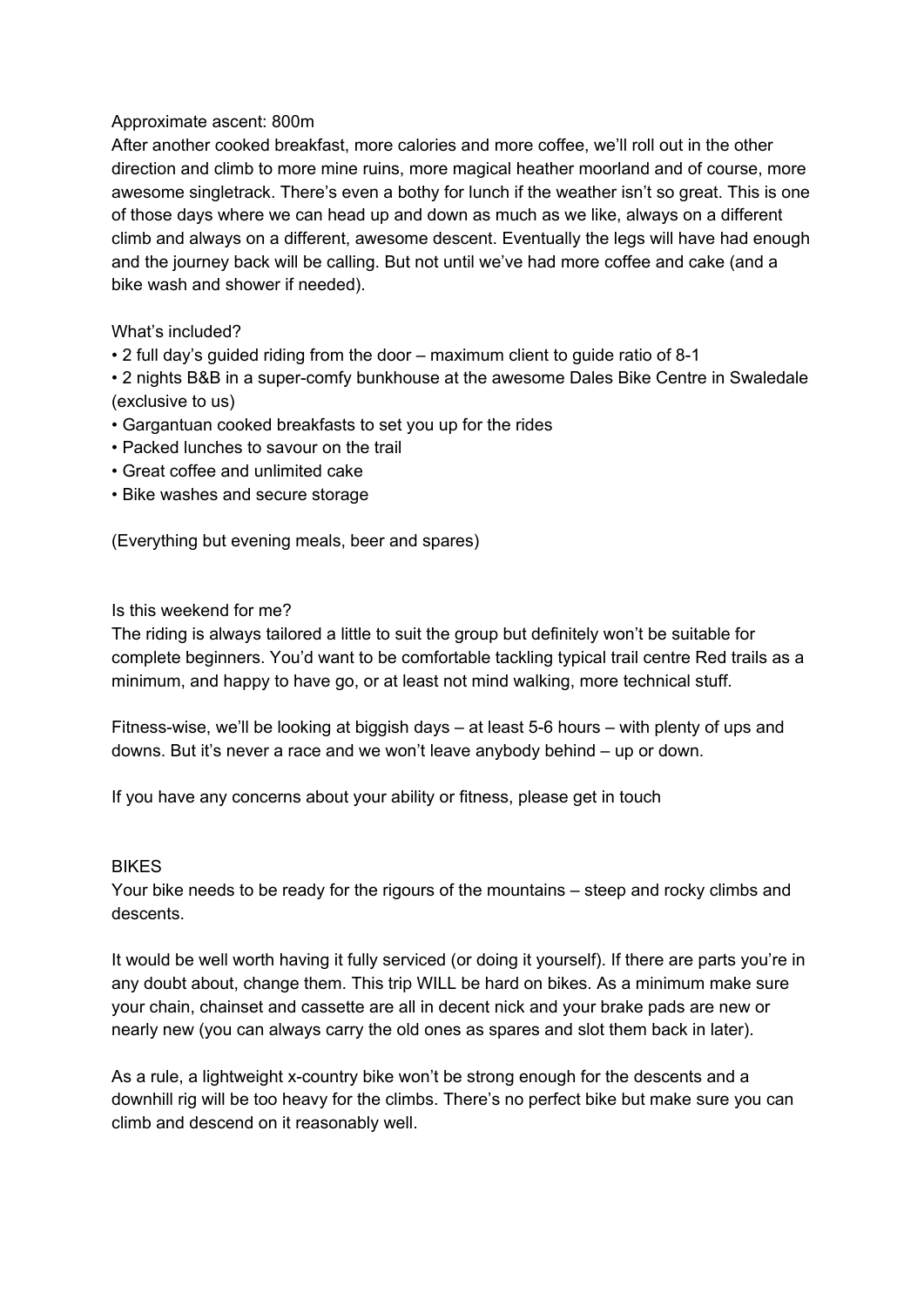Approximate ascent: 800m

After another cooked breakfast, more calories and more coffee, we'll roll out in the other direction and climb to more mine ruins, more magical heather moorland and of course, more awesome singletrack. There's even a bothy for lunch if the weather isn't so great. This is one of those days where we can head up and down as much as we like, always on a different climb and always on a different, awesome descent. Eventually the legs will have had enough and the journey back will be calling. But not until we've had more coffee and cake (and a bike wash and shower if needed).

## What's included?

- 2 full day's guided riding from the door – maximum client to guide ratio of 8-1
- 2 nights B&B in a super-comfy bunkhouse at the awesome Dales Bike Centre in Swaledale (exclusive to us)
- Gargantuan cooked breakfasts to set you up for the rides
- Packed lunches to savour on the trail
- Great coffee and unlimited cake
- Bike washes and secure storage

(Everything but evening meals, beer and spares)

## Is this weekend for me?

The riding is always tailored a little to suit the group but definitely won't be suitable for complete beginners. You'd want to be comfortable tackling typical trail centre Red trails as a minimum, and happy to have go, or at least not mind walking, more technical stuff.

Fitness-wise, we'll be looking at biggish days – at least 5-6 hours – with plenty of ups and downs. But it's never a race and we won't leave anybody behind – up or down.

If you have any concerns about your ability or fitness, please get in touch

## BIKES

Your bike needs to be ready for the rigours of the mountains – steep and rocky climbs and descents.

It would be well worth having it fully serviced (or doing it yourself). If there are parts you're in any doubt about, change them. This trip WILL be hard on bikes. As a minimum make sure your chain, chainset and cassette are all in decent nick and your brake pads are new or nearly new (you can always carry the old ones as spares and slot them back in later).

As a rule, a lightweight x-country bike won't be strong enough for the descents and a downhill rig will be too heavy for the climbs. There's no perfect bike but make sure you can climb and descend on it reasonably well.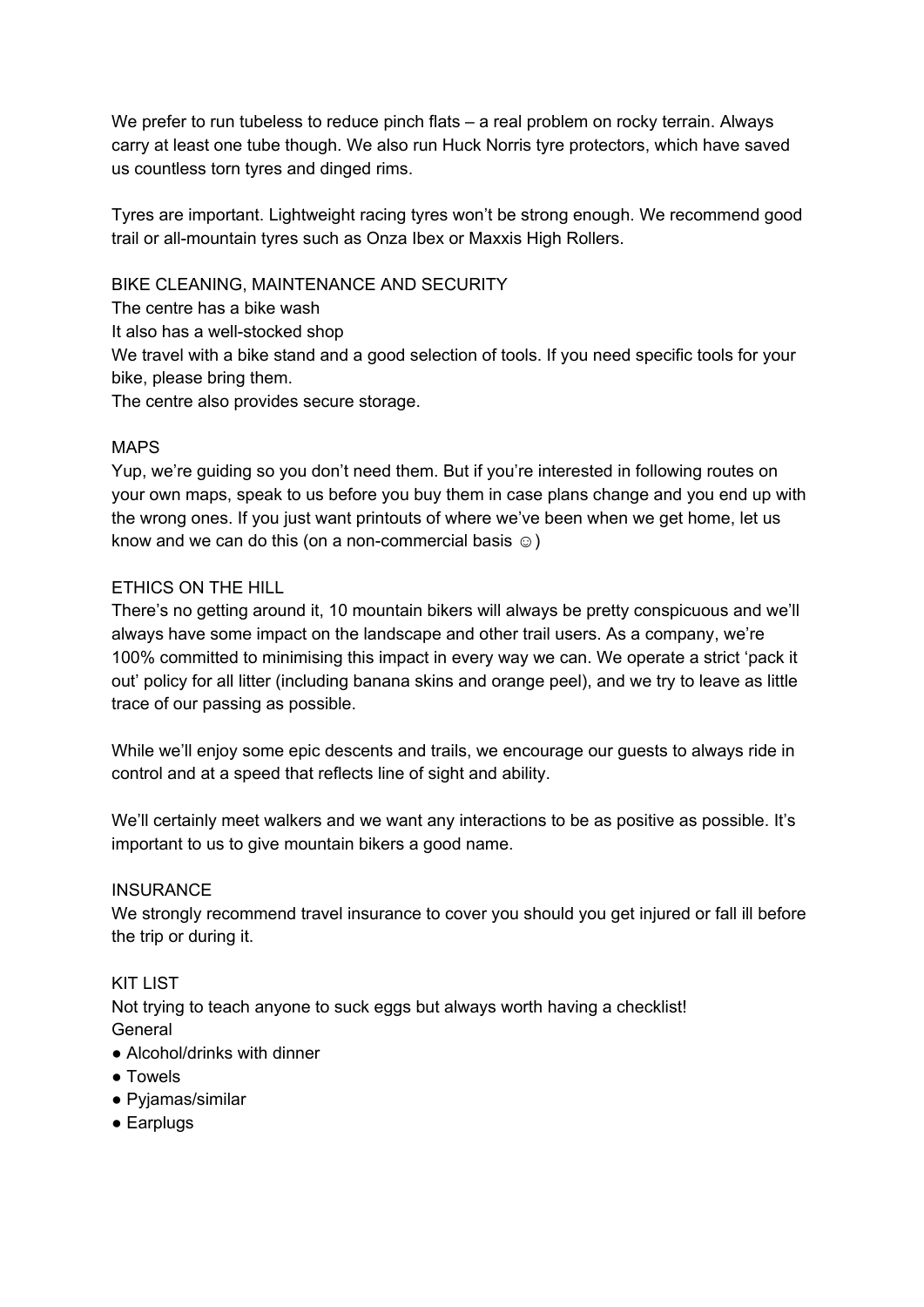We prefer to run tubeless to reduce pinch flats – a real problem on rocky terrain. Always carry at least one tube though. We also run Huck Norris tyre protectors, which have saved us countless torn tyres and dinged rims.

Tyres are important. Lightweight racing tyres won't be strong enough. We recommend good trail or all-mountain tyres such as Onza Ibex or Maxxis High Rollers.

## BIKE CLEANING, MAINTENANCE AND SECURITY

The centre has a bike wash

It also has a well-stocked shop

We travel with a bike stand and a good selection of tools. If you need specific tools for your bike, please bring them.

The centre also provides secure storage.

## MAPS

Yup, we're guiding so you don't need them. But if you're interested in following routes on your own maps, speak to us before you buy them in case plans change and you end up with the wrong ones. If you just want printouts of where we've been when we get home, let us know and we can do this (on a non-commercial basis ☺)

## ETHICS ON THE HILL

There's no getting around it, 10 mountain bikers will always be pretty conspicuous and we'll always have some impact on the landscape and other trail users. As a company, we're 100% committed to minimising this impact in every way we can. We operate a strict 'pack it out' policy for all litter (including banana skins and orange peel), and we try to leave as little trace of our passing as possible.

While we'll enjoy some epic descents and trails, we encourage our guests to always ride in control and at a speed that reflects line of sight and ability.

We'll certainly meet walkers and we want any interactions to be as positive as possible. It's important to us to give mountain bikers a good name.

## INSURANCE

We strongly recommend travel insurance to cover you should you get injured or fall ill before the trip or during it.

## KIT LIST

Not trying to teach anyone to suck eggs but always worth having a checklist!

General

- Alcohol/drinks with dinner
- Towels
- Pyjamas/similar
- Earplugs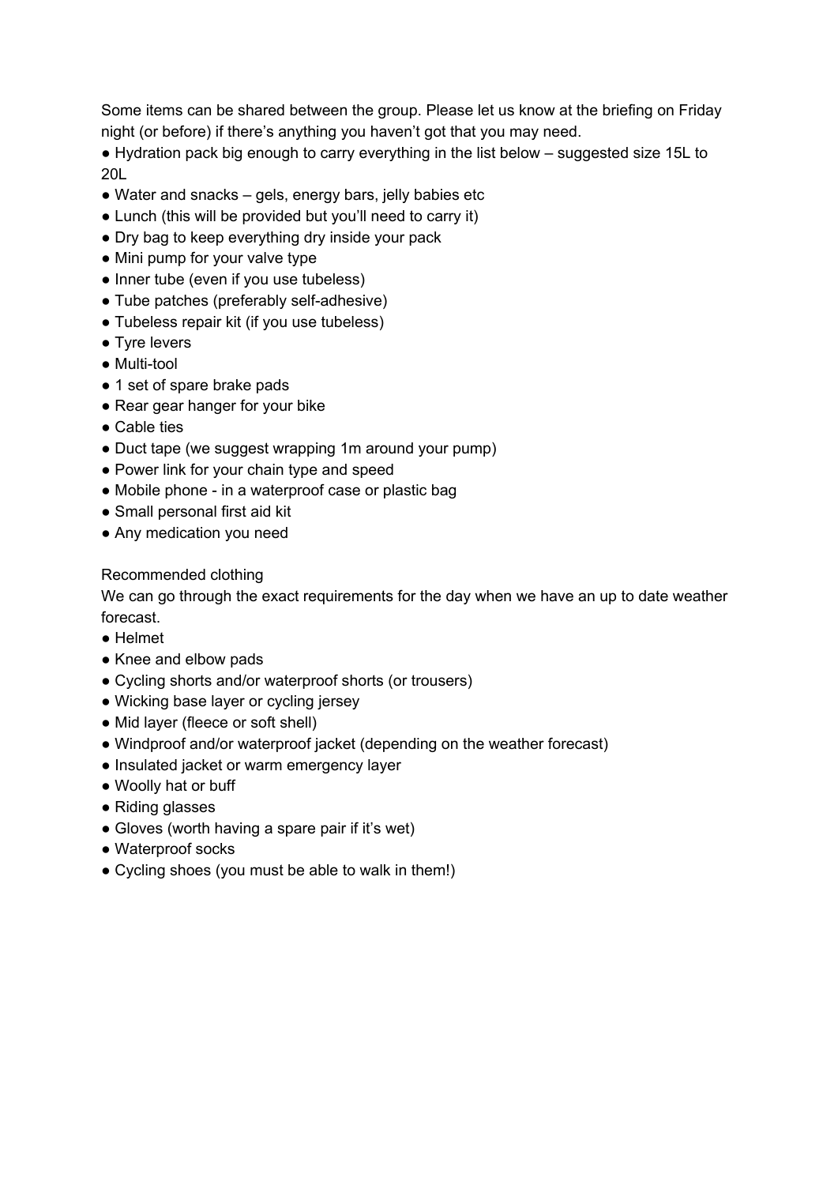Some items can be shared between the group. Please let us know at the briefing on Friday night (or before) if there's anything you haven't got that you may need.

- Hydration pack big enough to carry everything in the list below – suggested size 15L to 20L
- Water and snacks – gels, energy bars, jelly babies etc
- Lunch (this will be provided but you'll need to carry it)
- Dry bag to keep everything dry inside your pack
- Mini pump for your valve type
- Inner tube (even if you use tubeless)
- Tube patches (preferably self-adhesive)
- Tubeless repair kit (if you use tubeless)
- Tyre levers
- Multi-tool
- 1 set of spare brake pads
- Rear gear hanger for your bike
- Cable ties
- Duct tape (we suggest wrapping 1m around your pump)
- Power link for your chain type and speed
- Mobile phone - in a waterproof case or plastic bag
- Small personal first aid kit
- Any medication you need

Recommended clothing

We can go through the exact requirements for the day when we have an up to date weather forecast.

- Helmet
- Knee and elbow pads
- Cycling shorts and/or waterproof shorts (or trousers)
- Wicking base layer or cycling jersey
- Mid layer (fleece or soft shell)
- Windproof and/or waterproof jacket (depending on the weather forecast)
- Insulated jacket or warm emergency layer
- Woolly hat or buff
- Riding glasses
- Gloves (worth having a spare pair if it's wet)
- Waterproof socks
- Cycling shoes (you must be able to walk in them!)